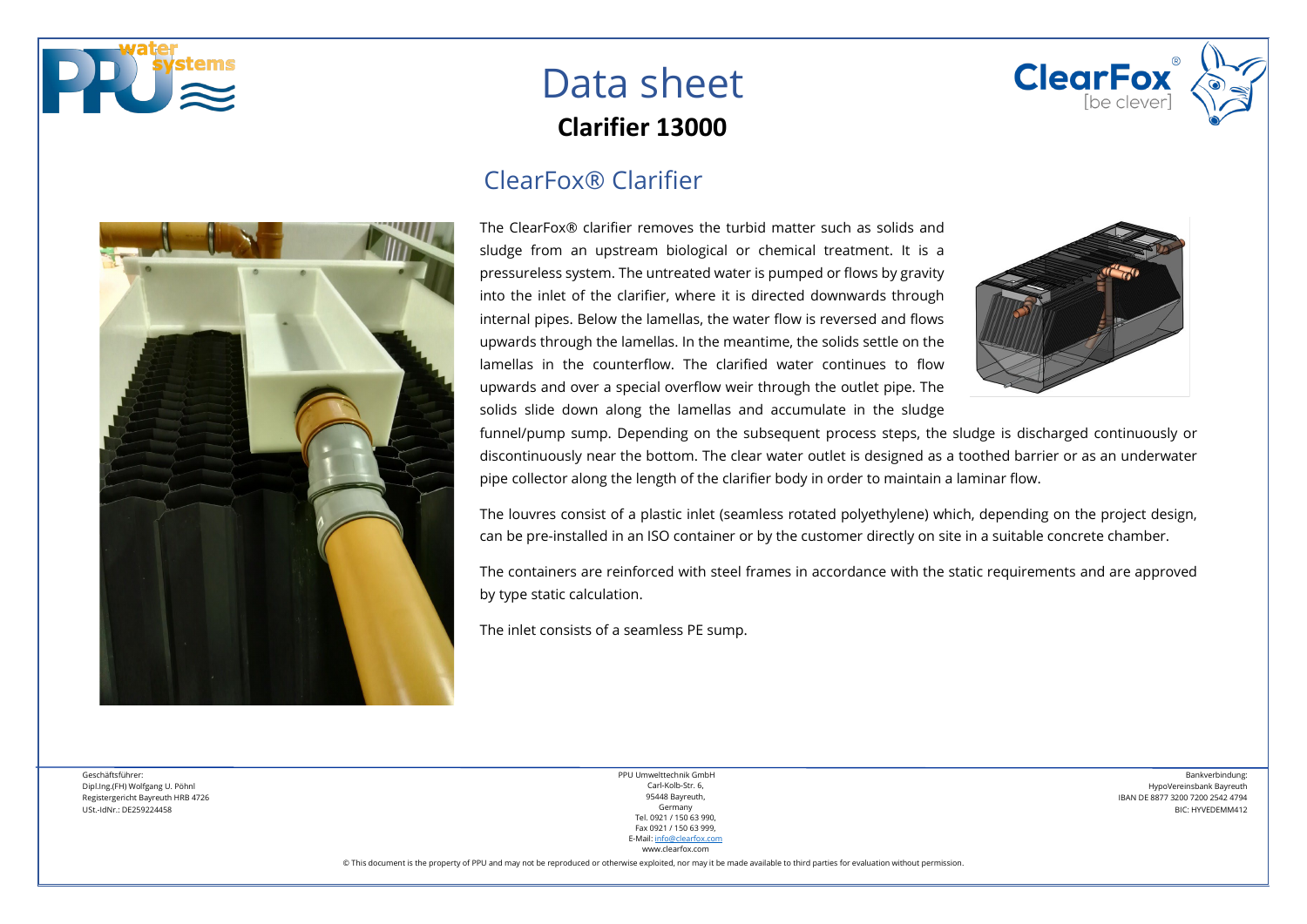# Data sheet

**Clarifier 13000**

## ClearFox® Clarifier

The ClearFox® clarifier removes the turbid matter such as solids and sludge from an upstream biological or chemical treatment. It is a pressureless system. The untreated water is pumped or flows by gravity into the inlet of the clarifier, where it is directed downwards through internal pipes. Below the lamellas, the water flow is reversed and flows upwards through the lamellas. In the meantime, the solids settle on the lamellas in the counterflow. The clarified water continues to flow upwards and over a special overflow weir through the outlet pipe. The solids slide down along the lamellas and accumulate in the sludge funnel/pump sump. Depending on the subsequent process steps, the sludge is discharged continuously or discontinuously near the bottom. The clear water outlet is designed as a toothed barrier or as an underwater pipe collector along the length of the clarifier body in order to maintain a laminar flow.

The louvres consist of a plastic inlet (seamless rotated polyethylene) which, depending on the project design, can be pre-installed in an ISO container or by the customer directly on site in a suitable concrete chamber.

The containers are reinforced with steel frames in accordance with the static requirements and are approved by type static calculation.

The inlet consists of a seamless PE sump.

Geschäftsführer:
Dipl.Ing.(FH) Wolfgang U. Pöhnl
Registergericht Bayreuth HRB 4726
USt.-IdNr.: DE259224458

PPU Umwelttechnik GmbH
Carl-Kolb-Str. 6,
95448 Bayreuth,
Germany
Tel. 0921 / 150 63 990,
Fax 0921 / 150 63 999,
E-Mail: info@clearfox.com
www.clearfox.com

Bankverbindung:
HypoVereinsbank Bayreuth
IBAN DE 8877 3200 7200 2542 4794
BIC: HYVEDEMM412

© This document is the property of PPU and may not be reproduced or otherwise exploited, nor may it be made available to third parties for evaluation without permission.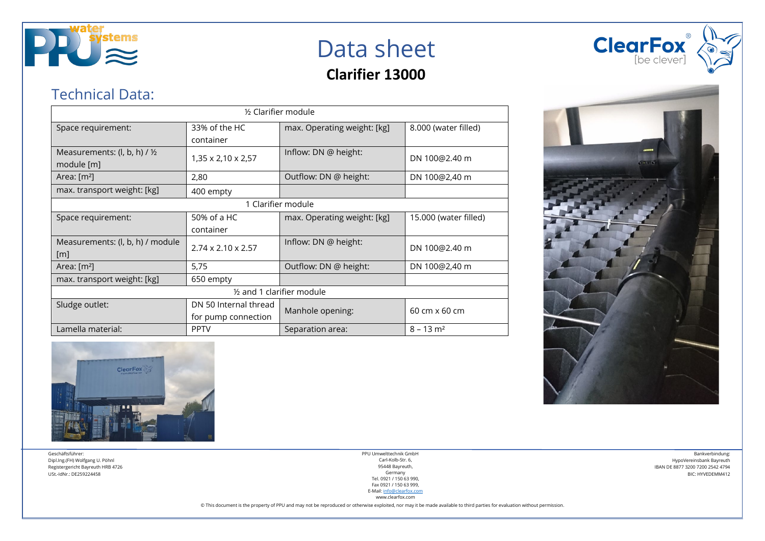# Data sheet

## Clarifier 13000

## Technical Data:

| | | | |
|---|---|---|---|
| ½ Clarifier module | | | |
| Space requirement: | 33% of the HC container | max. Operating weight: [kg] | 8.000 (water filled) |
| Measurements: (l, b, h) / ½ module [m] | 1,35 x 2,10 x 2,57 | Inflow: DN @ height: | DN 100@2.40 m |
| Area: [m²] | 2,80 | Outflow: DN @ height: | DN 100@2,40 m |
| max. transport weight: [kg] | 400 empty | | |
| 1 Clarifier module | | | |
| Space requirement: | 50% of a HC container | max. Operating weight: [kg] | 15.000 (water filled) |
| Measurements: (l, b, h) / module [m] | 2.74 x 2.10 x 2.57 | Inflow: DN @ height: | DN 100@2.40 m |
| Area: [m²] | 5,75 | Outflow: DN @ height: | DN 100@2,40 m |
| max. transport weight: [kg] | 650 empty | | |
| ½ and 1 clarifier module | | | |
| Sludge outlet: | DN 50 Internal thread for pump connection | Manhole opening: | 60 cm x 60 cm |
| Lamella material: | PPTV | Separation area: | 8 – 13 m² |

Geschäftsführer:
Dipl.Ing.(FH) Wolfgang U. Pöhnl
Registergericht Bayreuth HRB 4726
USt.-IdNr.: DE259224458

PPU Umwelttechnik GmbH
Carl-Kolb-Str. 6,
95448 Bayreuth,
Germany
Tel. 0921 / 150 63 990,
Fax 0921 / 150 63 999,
E-Mail: info@clearfox.com
www.clearfox.com

Bankverbindung:
HypoVereinsbank Bayreuth
IBAN DE 8877 3200 7200 2542 4794
BIC: HYVEDEMM412

© This document is the property of PPU and may not be reproduced or otherwise exploited, nor may it be made available to third parties for evaluation without permission.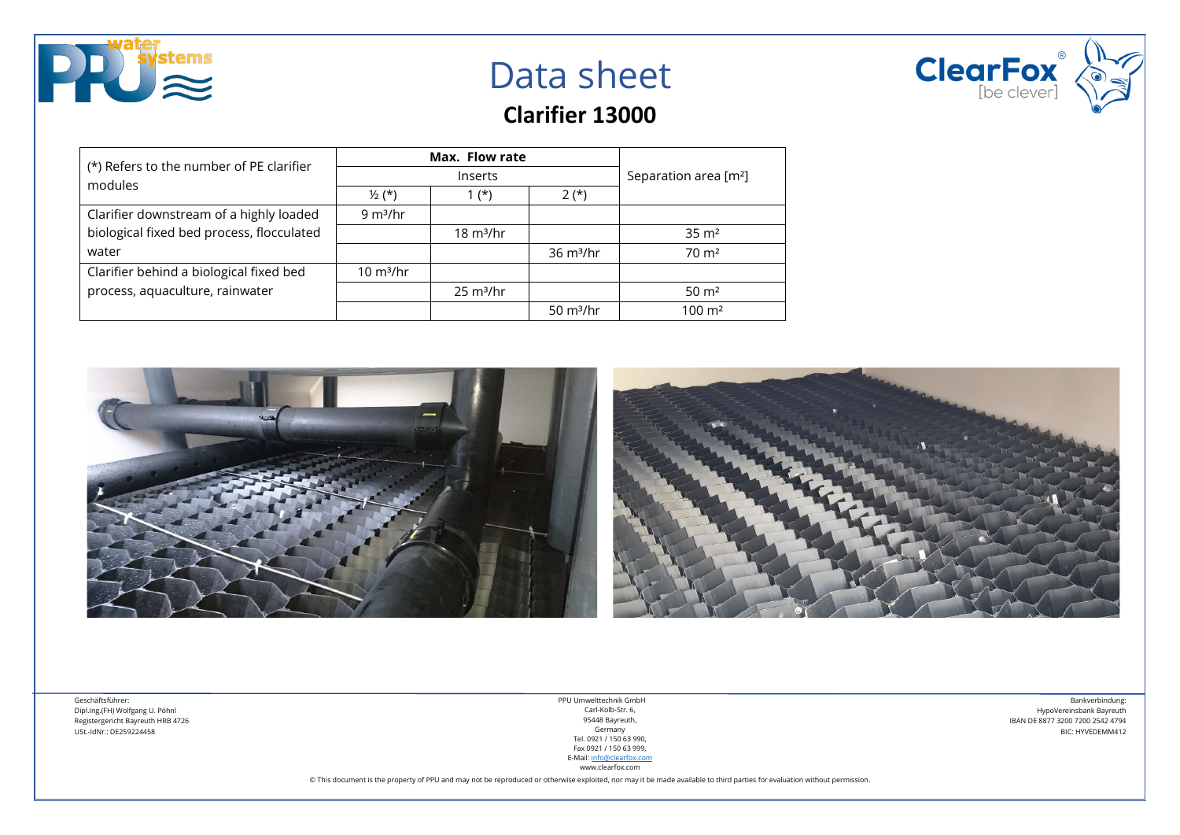# Data sheet

## Clarifier 13000

| (*) Refers to the number of PE clarifier modules | Max. Flow rate | | | Separation area [m²] |
|---|---|---|---|---|
| | Inserts | | | |
| | ½ (*) | 1 (*) | 2 (*) | |
| Clarifier downstream of a highly loaded biological fixed bed process, flocculated water | 9 m³/hr | | | |
| | | 18 m³/hr | | 35 m² |
| | | | 36 m³/hr | 70 m² |
| Clarifier behind a biological fixed bed process, aquaculture, rainwater | 10 m³/hr | | | |
| | | 25 m³/hr | | 50 m² |
| | | | 50 m³/hr | 100 m² |

Geschäftsführer:
Dipl.Ing.(FH) Wolfgang U. Pöhnl
Registergericht Bayreuth HRB 4726
USt.-IdNr.: DE259224458

PPU Umwelttechnik GmbH
Carl-Kolb-Str. 6,
95448 Bayreuth,
Germany
Tel. 0921 / 150 63 990,
Fax 0921 / 150 63 999,
E-Mail: info@clearfox.com
www.clearfox.com

Bankverbindung:
HypoVereinsbank Bayreuth
IBAN DE 8877 3200 7200 2542 4794
BIC: HYVEDEMM412

© This document is the property of PPU and may not be reproduced or otherwise exploited, nor may it be made available to third parties for evaluation without permission.